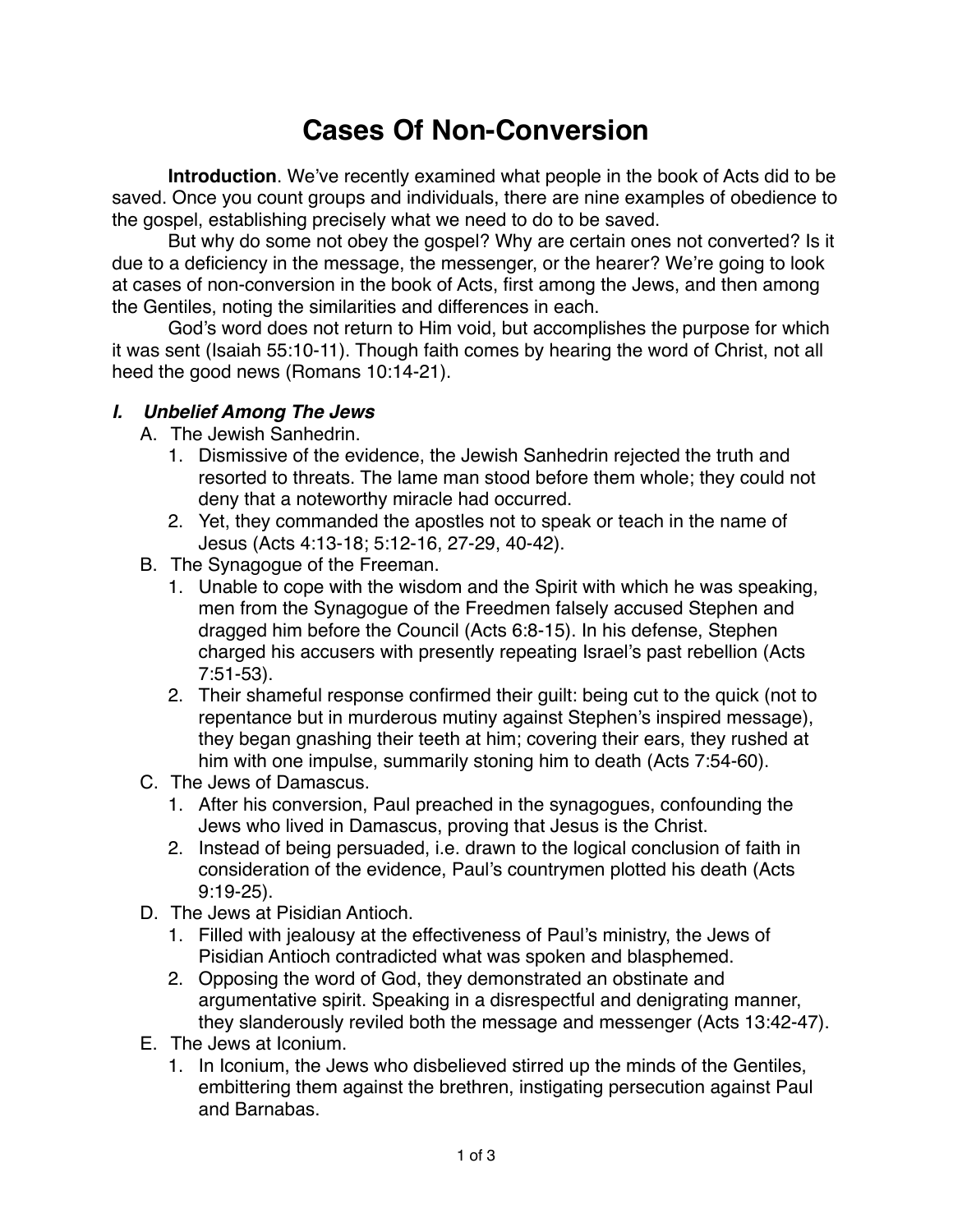# Cases Of Non-Conversion

**Introduction**. We've recently examined what people in the book of Acts did to be saved. Once you count groups and individuals, there are nine examples of obedience to the gospel, establishing precisely what we need to do to be saved.

But why do some not obey the gospel? Why are certain ones not converted? Is it due to a deficiency in the message, the messenger, or the hearer? We're going to look at cases of non-conversion in the book of Acts, first among the Jews, and then among the Gentiles, noting the similarities and differences in each.

God's word does not return to Him void, but accomplishes the purpose for which it was sent (Isaiah 55:10-11). Though faith comes by hearing the word of Christ, not all heed the good news (Romans 10:14-21).

## *I. Unbelief Among The Jews*

A. The Jewish Sanhedrin.
   1. Dismissive of the evidence, the Jewish Sanhedrin rejected the truth and resorted to threats. The lame man stood before them whole; they could not deny that a noteworthy miracle had occurred.
   2. Yet, they commanded the apostles not to speak or teach in the name of Jesus (Acts 4:13-18; 5:12-16, 27-29, 40-42).

B. The Synagogue of the Freeman.
   1. Unable to cope with the wisdom and the Spirit with which he was speaking, men from the Synagogue of the Freedmen falsely accused Stephen and dragged him before the Council (Acts 6:8-15). In his defense, Stephen charged his accusers with presently repeating Israel's past rebellion (Acts 7:51-53).
   2. Their shameful response confirmed their guilt: being cut to the quick (not to repentance but in murderous mutiny against Stephen's inspired message), they began gnashing their teeth at him; covering their ears, they rushed at him with one impulse, summarily stoning him to death (Acts 7:54-60).

C. The Jews of Damascus.
   1. After his conversion, Paul preached in the synagogues, confounding the Jews who lived in Damascus, proving that Jesus is the Christ.
   2. Instead of being persuaded, i.e. drawn to the logical conclusion of faith in consideration of the evidence, Paul's countrymen plotted his death (Acts 9:19-25).

D. The Jews at Pisidian Antioch.
   1. Filled with jealousy at the effectiveness of Paul's ministry, the Jews of Pisidian Antioch contradicted what was spoken and blasphemed.
   2. Opposing the word of God, they demonstrated an obstinate and argumentative spirit. Speaking in a disrespectful and denigrating manner, they slanderously reviled both the message and messenger (Acts 13:42-47).

E. The Jews at Iconium.
   1. In Iconium, the Jews who disbelieved stirred up the minds of the Gentiles, embittering them against the brethren, instigating persecution against Paul and Barnabas.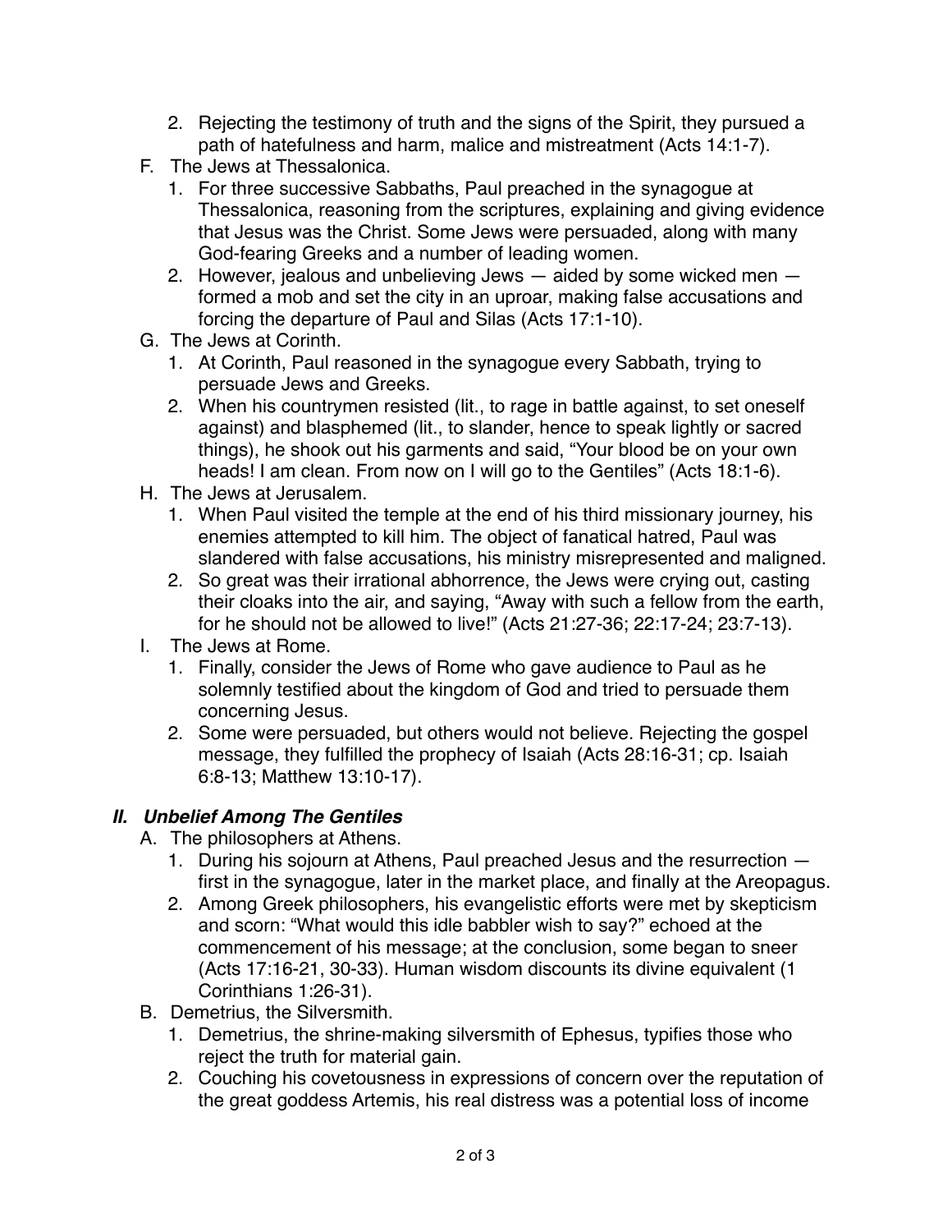2. Rejecting the testimony of truth and the signs of the Spirit, they pursued a path of hatefulness and harm, malice and mistreatment (Acts 14:1-7).

F. The Jews at Thessalonica.
   1. For three successive Sabbaths, Paul preached in the synagogue at Thessalonica, reasoning from the scriptures, explaining and giving evidence that Jesus was the Christ. Some Jews were persuaded, along with many God-fearing Greeks and a number of leading women.
   2. However, jealous and unbelieving Jews — aided by some wicked men — formed a mob and set the city in an uproar, making false accusations and forcing the departure of Paul and Silas (Acts 17:1-10).

G. The Jews at Corinth.
   1. At Corinth, Paul reasoned in the synagogue every Sabbath, trying to persuade Jews and Greeks.
   2. When his countrymen resisted (lit., to rage in battle against, to set oneself against) and blasphemed (lit., to slander, hence to speak lightly or sacred things), he shook out his garments and said, "Your blood be on your own heads! I am clean. From now on I will go to the Gentiles" (Acts 18:1-6).

H. The Jews at Jerusalem.
   1. When Paul visited the temple at the end of his third missionary journey, his enemies attempted to kill him. The object of fanatical hatred, Paul was slandered with false accusations, his ministry misrepresented and maligned.
   2. So great was their irrational abhorrence, the Jews were crying out, casting their cloaks into the air, and saying, "Away with such a fellow from the earth, for he should not be allowed to live!" (Acts 21:27-36; 22:17-24; 23:7-13).

I. The Jews at Rome.
   1. Finally, consider the Jews of Rome who gave audience to Paul as he solemnly testified about the kingdom of God and tried to persuade them concerning Jesus.
   2. Some were persuaded, but others would not believe. Rejecting the gospel message, they fulfilled the prophecy of Isaiah (Acts 28:16-31; cp. Isaiah 6:8-13; Matthew 13:10-17).

## *II. Unbelief Among The Gentiles*

A. The philosophers at Athens.
   1. During his sojourn at Athens, Paul preached Jesus and the resurrection — first in the synagogue, later in the market place, and finally at the Areopagus.
   2. Among Greek philosophers, his evangelistic efforts were met by skepticism and scorn: "What would this idle babbler wish to say?" echoed at the commencement of his message; at the conclusion, some began to sneer (Acts 17:16-21, 30-33). Human wisdom discounts its divine equivalent (1 Corinthians 1:26-31).

B. Demetrius, the Silversmith.
   1. Demetrius, the shrine-making silversmith of Ephesus, typifies those who reject the truth for material gain.
   2. Couching his covetousness in expressions of concern over the reputation of the great goddess Artemis, his real distress was a potential loss of income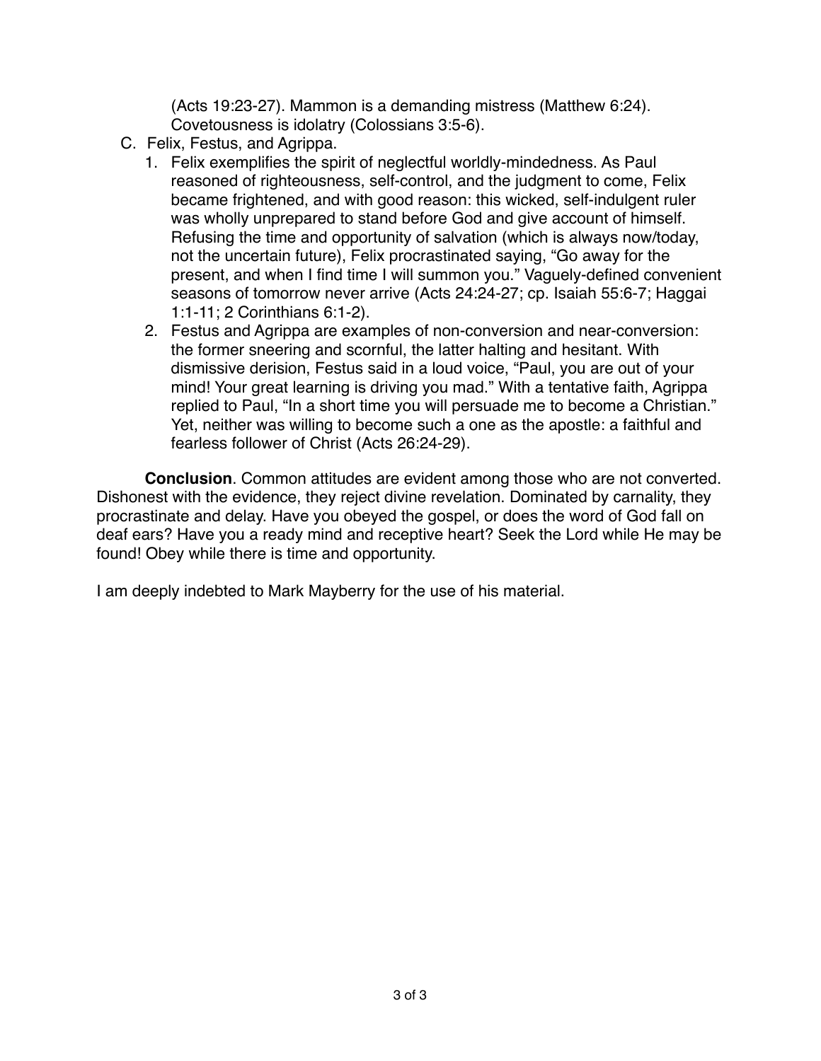(Acts 19:23-27). Mammon is a demanding mistress (Matthew 6:24). Covetousness is idolatry (Colossians 3:5-6).

C. Felix, Festus, and Agrippa.
   1. Felix exemplifies the spirit of neglectful worldly-mindedness. As Paul reasoned of righteousness, self-control, and the judgment to come, Felix became frightened, and with good reason: this wicked, self-indulgent ruler was wholly unprepared to stand before God and give account of himself. Refusing the time and opportunity of salvation (which is always now/today, not the uncertain future), Felix procrastinated saying, "Go away for the present, and when I find time I will summon you." Vaguely-defined convenient seasons of tomorrow never arrive (Acts 24:24-27; cp. Isaiah 55:6-7; Haggai 1:1-11; 2 Corinthians 6:1-2).
   2. Festus and Agrippa are examples of non-conversion and near-conversion: the former sneering and scornful, the latter halting and hesitant. With dismissive derision, Festus said in a loud voice, "Paul, you are out of your mind! Your great learning is driving you mad." With a tentative faith, Agrippa replied to Paul, "In a short time you will persuade me to become a Christian." Yet, neither was willing to become such a one as the apostle: a faithful and fearless follower of Christ (Acts 26:24-29).

**Conclusion**. Common attitudes are evident among those who are not converted. Dishonest with the evidence, they reject divine revelation. Dominated by carnality, they procrastinate and delay. Have you obeyed the gospel, or does the word of God fall on deaf ears? Have you a ready mind and receptive heart? Seek the Lord while He may be found! Obey while there is time and opportunity.

I am deeply indebted to Mark Mayberry for the use of his material.